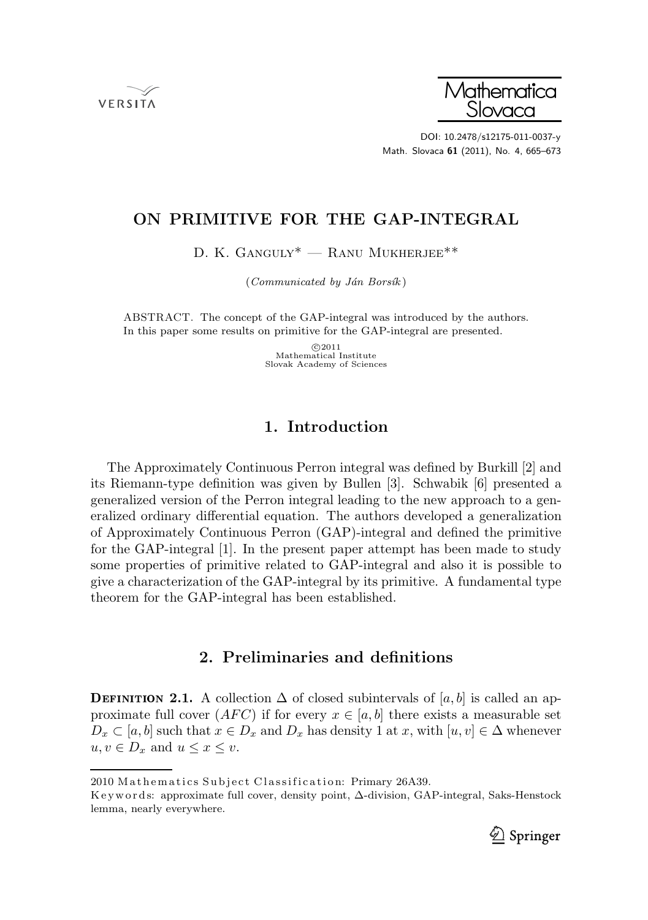# ON PRIMITIVE FOR THE GAP-INTEGRAL

D. K. Ganguly* — Ranu Mukherjee**

(*Communicated by Ján Borsík*)

ABSTRACT. The concept of the GAP-integral was introduced by the authors. In this paper some results on primitive for the GAP-integral are presented.

©2011
Mathematical Institute
Slovak Academy of Sciences

## 1. Introduction

The Approximately Continuous Perron integral was defined by Burkill [2] and its Riemann-type definition was given by Bullen [3]. Schwabik [6] presented a generalized version of the Perron integral leading to the new approach to a generalized ordinary differential equation. The authors developed a generalization of Approximately Continuous Perron (GAP)-integral and defined the primitive for the GAP-integral [1]. In the present paper attempt has been made to study some properties of primitive related to GAP-integral and also it is possible to give a characterization of the GAP-integral by its primitive. A fundamental type theorem for the GAP-integral has been established.

## 2. Preliminaries and definitions

**Definition 2.1.** A collection $\Delta$ of closed subintervals of $[a, b]$ is called an approximate full cover ($AFC$) if for every $x \in [a, b]$ there exists a measurable set $D_x \subset [a, b]$ such that $x \in D_x$ and $D_x$ has density 1 at $x$, with $[u, v] \in \Delta$ whenever $u, v \in D_x$ and $u \leq x \leq v$.

2010 Mathematics Subject Classification: Primary 26A39.

Keywords: approximate full cover, density point, $\Delta$-division, GAP-integral, Saks-Henstock lemma, nearly everywhere.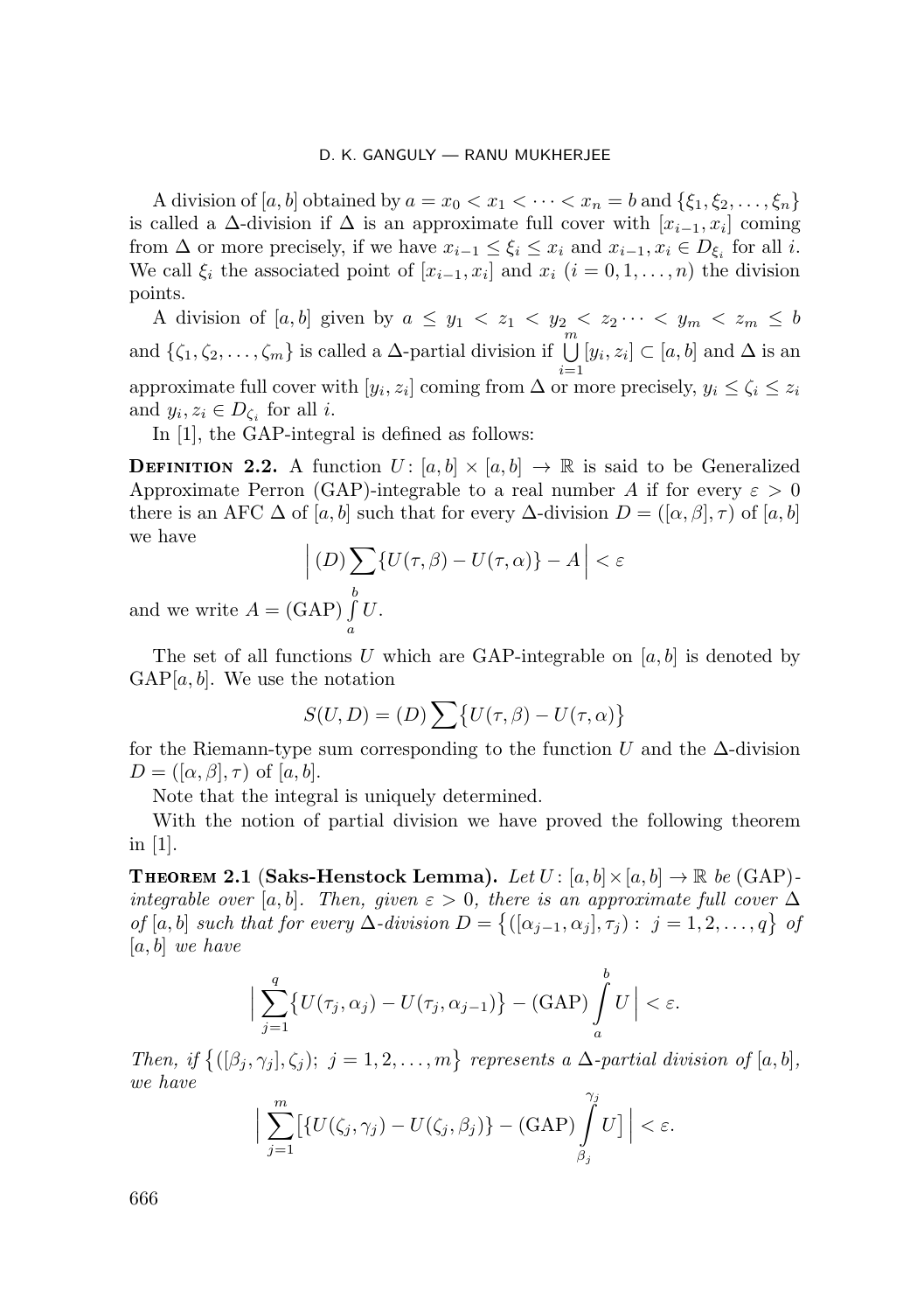A division of $[a,b]$ obtained by $a = x_0 < x_1 < \dots < x_n = b$ and $\{\xi_1, \xi_2, \dots, \xi_n\}$ is called a $\Delta$-division if $\Delta$ is an approximate full cover with $[x_{i-1}, x_i]$ coming from $\Delta$ or more precisely, if we have $x_{i-1} \le \xi_i \le x_i$ and $x_{i-1}, x_i \in D_{\xi_i}$ for all $i$. We call $\xi_i$ the associated point of $[x_{i-1}, x_i]$ and $x_i$ $(i = 0, 1, \dots, n)$ the division points.

A division of $[a,b]$ given by $a \le y_1 < z_1 < y_2 < z_2 \dots < y_m < z_m \le b$ and $\{\zeta_1, \zeta_2, \dots, \zeta_m\}$ is called a $\Delta$-partial division if $\bigcup_{i=1}^{m} [y_i, z_i] \subset [a,b]$ and $\Delta$ is an approximate full cover with $[y_i, z_i]$ coming from $\Delta$ or more precisely, $y_i \le \zeta_i \le z_i$ and $y_i, z_i \in D_{\zeta_i}$ for all $i$.

In [1], the GAP-integral is defined as follows:

**Definition 2.2.** A function $U\colon [a,b] \times [a,b] \to \mathbb{R}$ is said to be Generalized Approximate Perron (GAP)-integrable to a real number $A$ if for every $\varepsilon > 0$ there is an AFC $\Delta$ of $[a,b]$ such that for every $\Delta$-division $D = ([\alpha, \beta], \tau)$ of $[a,b]$ we have

$$\Big| (D) \sum \{U(\tau, \beta) - U(\tau, \alpha)\} - A \Big| < \varepsilon$$

and we write $A = (\mathrm{GAP}) \int_a^b U$.

The set of all functions $U$ which are GAP-integrable on $[a,b]$ is denoted by $\mathrm{GAP}[a,b]$. We use the notation

$$S(U, D) = (D) \sum \big\{U(\tau, \beta) - U(\tau, \alpha)\big\}$$

for the Riemann-type sum corresponding to the function $U$ and the $\Delta$-division $D = ([\alpha, \beta], \tau)$ of $[a,b]$.

Note that the integral is uniquely determined.

With the notion of partial division we have proved the following theorem in [1].

**Theorem 2.1** (**Saks-Henstock Lemma**). *Let $U\colon [a,b] \times [a,b] \to \mathbb{R}$ be* (GAP)*-integrable over $[a,b]$. Then, given $\varepsilon > 0$, there is an approximate full cover $\Delta$ of $[a,b]$ such that for every $\Delta$-division $D = \big\{([\alpha_{j-1}, \alpha_j], \tau_j) : \; j = 1, 2, \dots, q\big\}$ of $[a,b]$ we have*

$$\Big| \sum_{j=1}^{q} \big\{U(\tau_j, \alpha_j) - U(\tau_j, \alpha_{j-1})\big\} - (\mathrm{GAP}) \int_a^b U \Big| < \varepsilon.$$

*Then, if $\big\{([\beta_j, \gamma_j], \zeta_j); \; j = 1, 2, \dots, m\big\}$ represents a $\Delta$-partial division of $[a,b]$, we have*

$$\Big| \sum_{j=1}^{m} \big[\{U(\zeta_j, \gamma_j) - U(\zeta_j, \beta_j)\} - (\mathrm{GAP}) \int_{\beta_j}^{\gamma_j} U\big] \Big| < \varepsilon.$$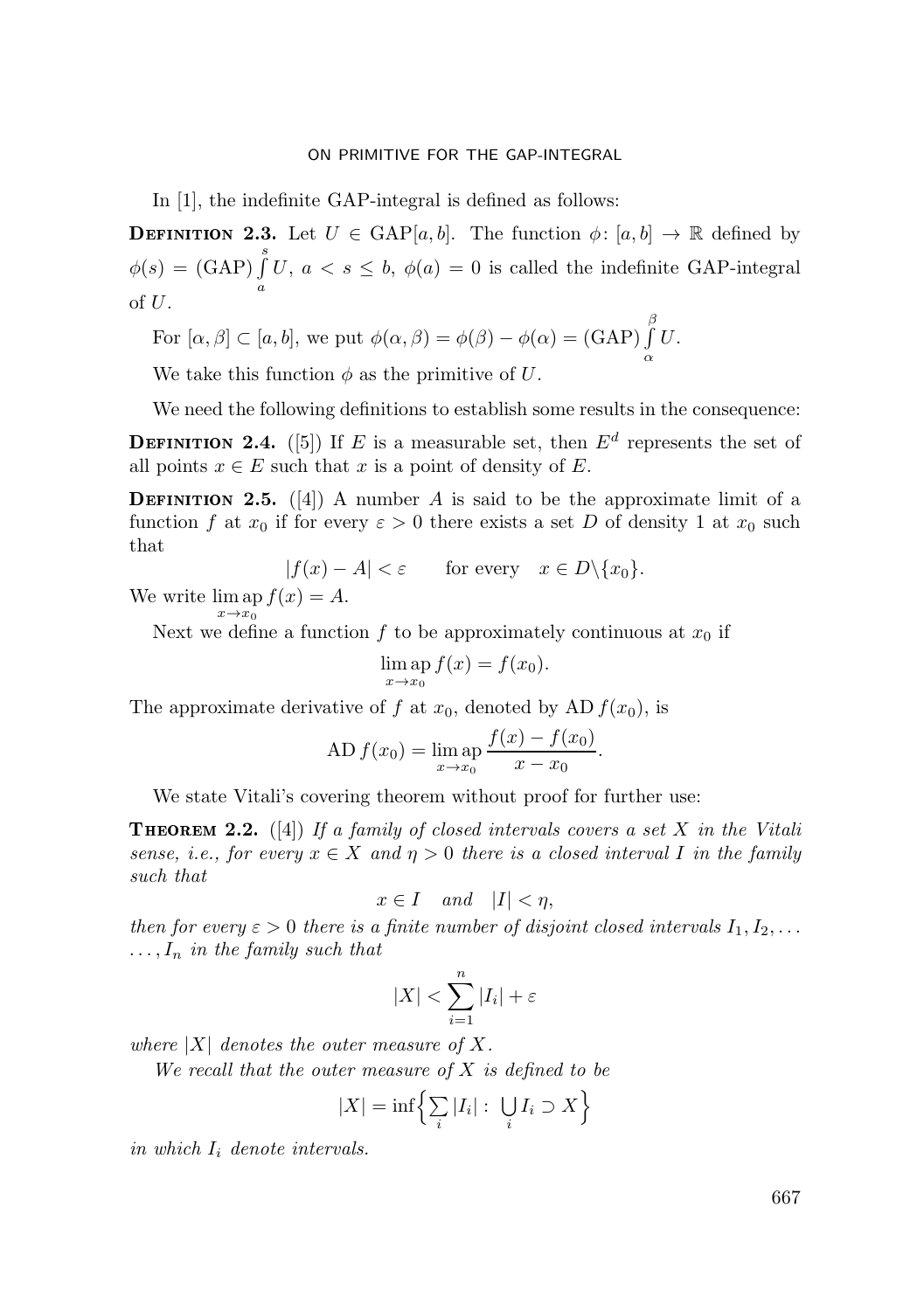In [1], the indefinite GAP-integral is defined as follows:

**Definition 2.3.** Let $U \in \mathrm{GAP}[a,b]$. The function $\phi\colon [a,b] \to \mathbb{R}$ defined by $\phi(s) = (\mathrm{GAP}) \int_a^s U$, $a < s \le b$, $\phi(a) = 0$ is called the indefinite GAP-integral of $U$.

For $[\alpha,\beta] \subset [a,b]$, we put $\phi(\alpha,\beta) = \phi(\beta) - \phi(\alpha) = (\mathrm{GAP}) \int_\alpha^\beta U$.

We take this function $\phi$ as the primitive of $U$.

We need the following definitions to establish some results in the consequence:

**Definition 2.4.** ([5]) If $E$ is a measurable set, then $E^d$ represents the set of all points $x \in E$ such that $x$ is a point of density of $E$.

**Definition 2.5.** ([4]) A number $A$ is said to be the approximate limit of a function $f$ at $x_0$ if for every $\varepsilon > 0$ there exists a set $D$ of density 1 at $x_0$ such that

$$|f(x) - A| < \varepsilon \qquad \text{for every} \quad x \in D \backslash \{x_0\}.$$

We write $\lim\limits_{x \to x_0} \mathrm{ap}\, f(x) = A$.

Next we define a function $f$ to be approximately continuous at $x_0$ if

$$\lim_{x \to x_0} \mathrm{ap}\, f(x) = f(x_0).$$

The approximate derivative of $f$ at $x_0$, denoted by $\mathrm{AD}\, f(x_0)$, is

$$\mathrm{AD}\, f(x_0) = \lim_{x \to x_0} \mathrm{ap}\, \frac{f(x) - f(x_0)}{x - x_0}.$$

We state Vitali's covering theorem without proof for further use:

**Theorem 2.2.** ([4]) *If a family of closed intervals covers a set $X$ in the Vitali sense, i.e., for every $x \in X$ and $\eta > 0$ there is a closed interval $I$ in the family such that*

$$x \in I \quad \text{and} \quad |I| < \eta,$$

*then for every $\varepsilon > 0$ there is a finite number of disjoint closed intervals $I_1, I_2, \ldots, I_n$ in the family such that*

$$|X| < \sum_{i=1}^{n} |I_i| + \varepsilon$$

*where $|X|$ denotes the outer measure of $X$.*

*We recall that the outer measure of $X$ is defined to be*

$$|X| = \inf\Big\{ \sum_i |I_i| : \bigcup_i I_i \supset X \Big\}$$

*in which $I_i$ denote intervals.*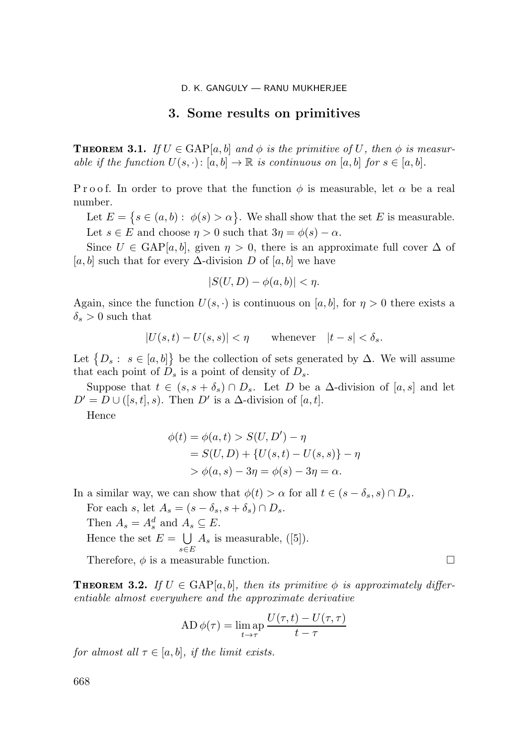## 3. Some results on primitives

**Theorem 3.1.** *If $U \in \mathrm{GAP}[a,b]$ and $\phi$ is the primitive of $U$, then $\phi$ is measurable if the function $U(s,\cdot)\colon [a,b] \to \mathbb{R}$ is continuous on $[a,b]$ for $s \in [a,b]$.*

Proof. In order to prove that the function $\phi$ is measurable, let $\alpha$ be a real number.

Let $E = \{s \in (a,b) : \phi(s) > \alpha\}$. We shall show that the set $E$ is measurable.

Let $s \in E$ and choose $\eta > 0$ such that $3\eta = \phi(s) - \alpha$.

Since $U \in \mathrm{GAP}[a,b]$, given $\eta > 0$, there is an approximate full cover $\Delta$ of $[a,b]$ such that for every $\Delta$-division $D$ of $[a,b]$ we have

$$|S(U,D) - \phi(a,b)| < \eta.$$

Again, since the function $U(s,\cdot)$ is continuous on $[a,b]$, for $\eta > 0$ there exists a $\delta_s > 0$ such that

$$|U(s,t) - U(s,s)| < \eta \qquad \text{whenever} \quad |t - s| < \delta_s.$$

Let $\{D_s : s \in [a,b]\}$ be the collection of sets generated by $\Delta$. We will assume that each point of $D_s$ is a point of density of $D_s$.

Suppose that $t \in (s, s+\delta_s) \cap D_s$. Let $D$ be a $\Delta$-division of $[a,s]$ and let $D' = D \cup ([s,t], s)$. Then $D'$ is a $\Delta$-division of $[a,t]$.

Hence

$$\begin{aligned}
\phi(t) = \phi(a,t) &> S(U,D') - \eta \\
&= S(U,D) + \{U(s,t) - U(s,s)\} - \eta \\
&> \phi(a,s) - 3\eta = \phi(s) - 3\eta = \alpha.
\end{aligned}$$

In a similar way, we can show that $\phi(t) > \alpha$ for all $t \in (s - \delta_s, s) \cap D_s$.

For each $s$, let $A_s = (s - \delta_s, s + \delta_s) \cap D_s$.

Then $A_s = A_s^d$ and $A_s \subseteq E$.

Hence the set $E = \bigcup\limits_{s \in E} A_s$ is measurable, ([5]).

Therefore, $\phi$ is a measurable function. $\square$

**Theorem 3.2.** *If $U \in \mathrm{GAP}[a,b]$, then its primitive $\phi$ is approximately differentiable almost everywhere and the approximate derivative*

$$\mathrm{AD}\,\phi(\tau) = \operatorname*{lim\,ap}_{t \to \tau} \frac{U(\tau,t) - U(\tau,\tau)}{t - \tau}$$

*for almost all $\tau \in [a,b]$, if the limit exists.*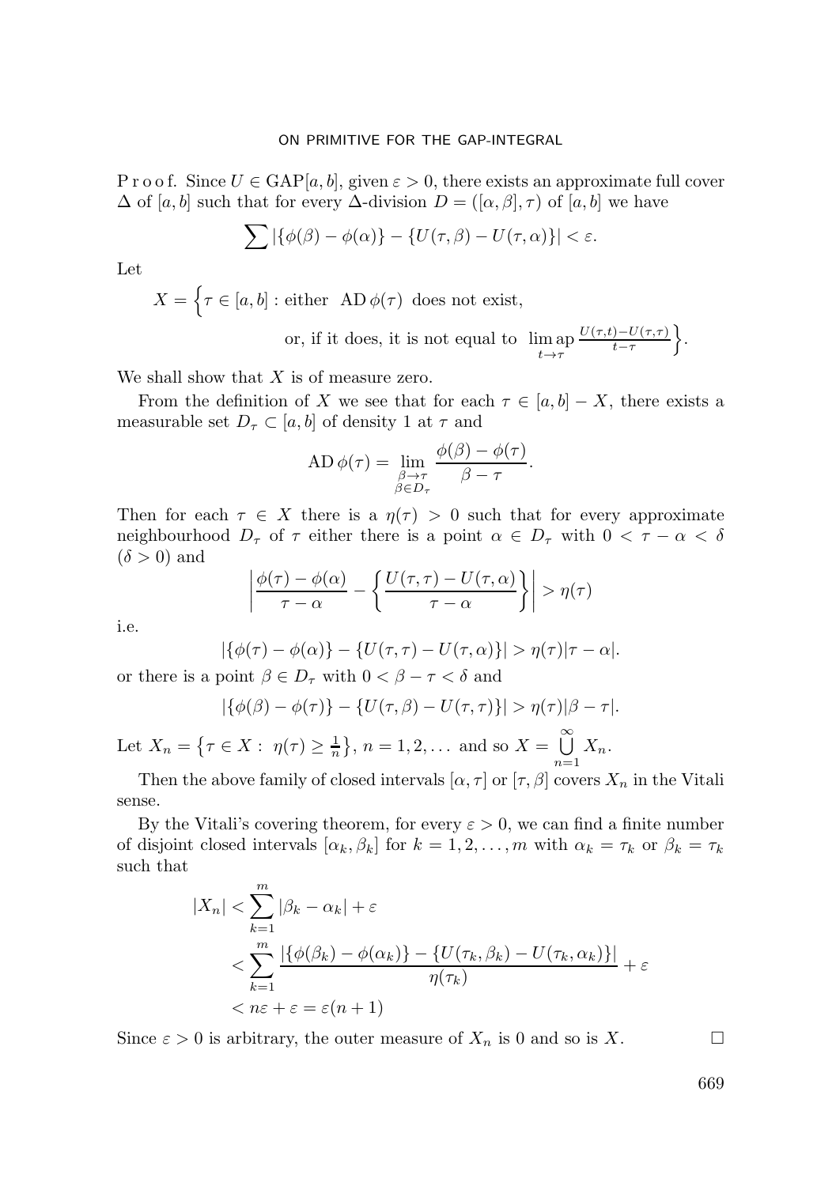P r o o f. Since $U \in \mathrm{GAP}[a,b]$, given $\varepsilon > 0$, there exists an approximate full cover $\Delta$ of $[a,b]$ such that for every $\Delta$-division $D = ([\alpha,\beta],\tau)$ of $[a,b]$ we have

$$\sum |\{\phi(\beta) - \phi(\alpha)\} - \{U(\tau,\beta) - U(\tau,\alpha)\}| < \varepsilon.$$

Let

$$X = \Big\{\tau \in [a,b] : \text{either } \ \mathrm{AD}\,\phi(\tau) \ \text{ does not exist,} \\ \text{or, if it does, it is not equal to } \ \lim_{t\to\tau}\mathrm{ap}\, \tfrac{U(\tau,t)-U(\tau,\tau)}{t-\tau}\Big\}.$$

We shall show that $X$ is of measure zero.

From the definition of $X$ we see that for each $\tau \in [a,b] - X$, there exists a measurable set $D_\tau \subset [a,b]$ of density 1 at $\tau$ and

$$\mathrm{AD}\,\phi(\tau) = \lim_{\substack{\beta\to\tau\\ \beta\in D_\tau}} \frac{\phi(\beta)-\phi(\tau)}{\beta-\tau}.$$

Then for each $\tau \in X$ there is a $\eta(\tau) > 0$ such that for every approximate neighbourhood $D_\tau$ of $\tau$ either there is a point $\alpha \in D_\tau$ with $0 < \tau - \alpha < \delta$ ($\delta > 0$) and

$$\left|\frac{\phi(\tau)-\phi(\alpha)}{\tau-\alpha} - \left\{\frac{U(\tau,\tau)-U(\tau,\alpha)}{\tau-\alpha}\right\}\right| > \eta(\tau)$$

i.e.

$$|\{\phi(\tau)-\phi(\alpha)\} - \{U(\tau,\tau)-U(\tau,\alpha)\}| > \eta(\tau)|\tau-\alpha|.$$

or there is a point $\beta \in D_\tau$ with $0 < \beta - \tau < \delta$ and

$$|\{\phi(\beta)-\phi(\tau)\} - \{U(\tau,\beta)-U(\tau,\tau)\}| > \eta(\tau)|\beta-\tau|.$$

Let $X_n = \left\{\tau \in X : \ \eta(\tau) \geq \frac{1}{n}\right\}$, $n = 1,2,\ldots$ and so $X = \bigcup\limits_{n=1}^{\infty} X_n$.

Then the above family of closed intervals $[\alpha,\tau]$ or $[\tau,\beta]$ covers $X_n$ in the Vitali sense.

By the Vitali's covering theorem, for every $\varepsilon > 0$, we can find a finite number of disjoint closed intervals $[\alpha_k,\beta_k]$ for $k = 1,2,\ldots,m$ with $\alpha_k = \tau_k$ or $\beta_k = \tau_k$ such that

$$\begin{aligned}
|X_n| &< \sum_{k=1}^{m} |\beta_k - \alpha_k| + \varepsilon \\
&< \sum_{k=1}^{m} \frac{|\{\phi(\beta_k)-\phi(\alpha_k)\} - \{U(\tau_k,\beta_k)-U(\tau_k,\alpha_k)\}|}{\eta(\tau_k)} + \varepsilon \\
&< n\varepsilon + \varepsilon = \varepsilon(n+1)
\end{aligned}$$

Since $\varepsilon > 0$ is arbitrary, the outer measure of $X_n$ is 0 and so is $X$. $\square$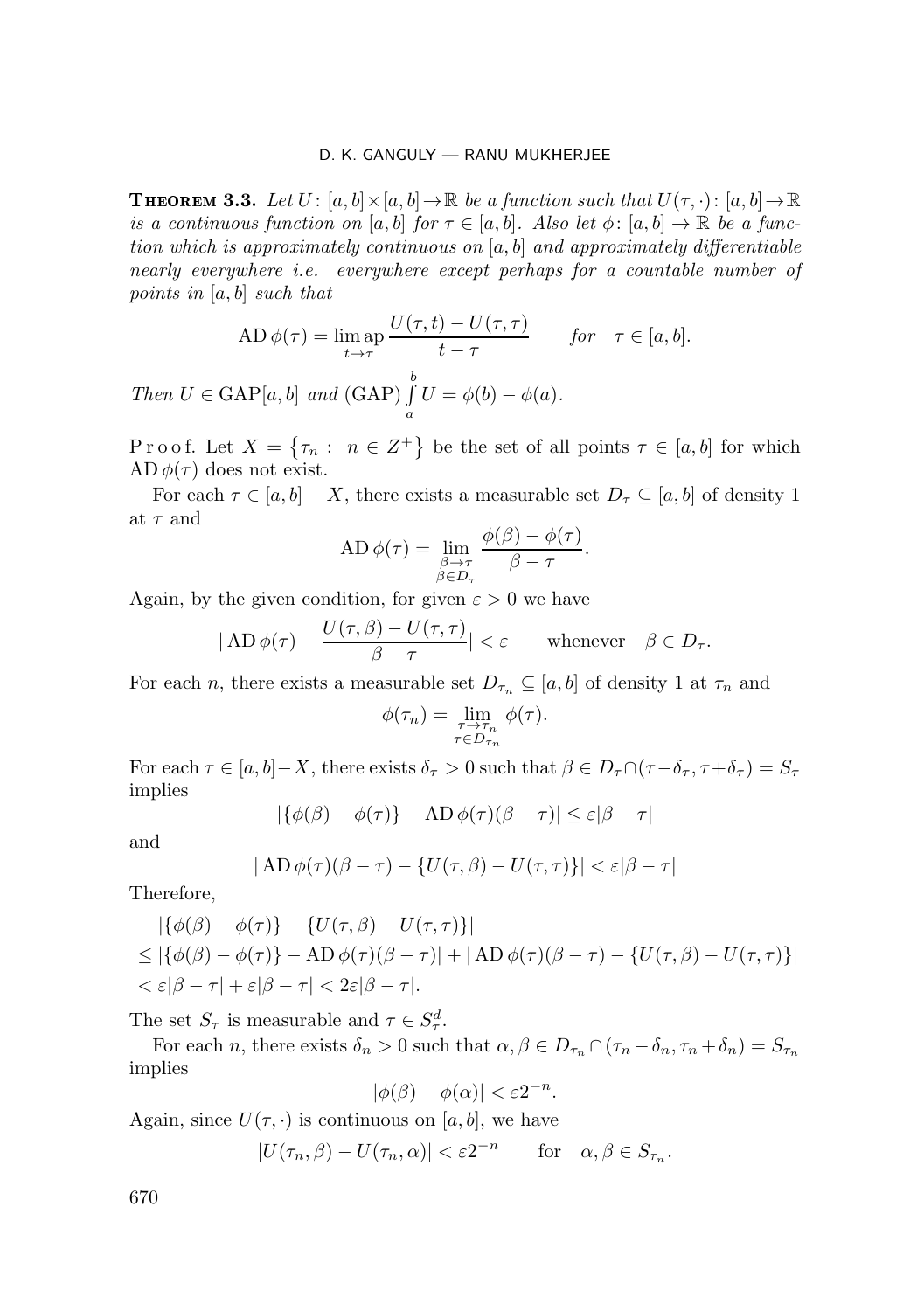**Theorem 3.3.** *Let $U\colon [a,b]\times[a,b]\to\mathbb{R}$ be a function such that $U(\tau,\cdot)\colon [a,b]\to\mathbb{R}$ is a continuous function on $[a,b]$ for $\tau\in[a,b]$. Also let $\phi\colon [a,b]\to\mathbb{R}$ be a function which is approximately continuous on $[a,b]$ and approximately differentiable nearly everywhere i.e. everywhere except perhaps for a countable number of points in $[a,b]$ such that*

$$\operatorname{AD}\phi(\tau)=\operatorname*{lim\,ap}_{t\to\tau}\frac{U(\tau,t)-U(\tau,\tau)}{t-\tau}\qquad \textit{for}\quad \tau\in[a,b].$$

*Then $U\in\mathrm{GAP}[a,b]$ and $(\mathrm{GAP})\int\limits_a^b U=\phi(b)-\phi(a)$.*

Proof. Let $X=\{\tau_n:\ n\in Z^+\}$ be the set of all points $\tau\in[a,b]$ for which $\operatorname{AD}\phi(\tau)$ does not exist.

For each $\tau\in[a,b]-X$, there exists a measurable set $D_\tau\subseteq[a,b]$ of density 1 at $\tau$ and

$$\operatorname{AD}\phi(\tau)=\lim_{\substack{\beta\to\tau\\ \beta\in D_\tau}}\frac{\phi(\beta)-\phi(\tau)}{\beta-\tau}.$$

Again, by the given condition, for given $\varepsilon>0$ we have

$$\Big|\operatorname{AD}\phi(\tau)-\frac{U(\tau,\beta)-U(\tau,\tau)}{\beta-\tau}\Big|<\varepsilon\qquad\text{whenever}\quad \beta\in D_\tau.$$

For each $n$, there exists a measurable set $D_{\tau_n}\subseteq[a,b]$ of density 1 at $\tau_n$ and

$$\phi(\tau_n)=\lim_{\substack{\tau\to\tau_n\\ \tau\in D_{\tau_n}}}\phi(\tau).$$

For each $\tau\in[a,b]-X$, there exists $\delta_\tau>0$ such that $\beta\in D_\tau\cap(\tau-\delta_\tau,\tau+\delta_\tau)=S_\tau$ implies

$$|\{\phi(\beta)-\phi(\tau)\}-\operatorname{AD}\phi(\tau)(\beta-\tau)|\le\varepsilon|\beta-\tau|$$

and

$$|\operatorname{AD}\phi(\tau)(\beta-\tau)-\{U(\tau,\beta)-U(\tau,\tau)\}|<\varepsilon|\beta-\tau|$$

Therefore,

$$\begin{aligned}
&|\{\phi(\beta)-\phi(\tau)\}-\{U(\tau,\beta)-U(\tau,\tau)\}|\\
&\le|\{\phi(\beta)-\phi(\tau)\}-\operatorname{AD}\phi(\tau)(\beta-\tau)|+|\operatorname{AD}\phi(\tau)(\beta-\tau)-\{U(\tau,\beta)-U(\tau,\tau)\}|\\
&<\varepsilon|\beta-\tau|+\varepsilon|\beta-\tau|<2\varepsilon|\beta-\tau|.
\end{aligned}$$

The set $S_\tau$ is measurable and $\tau\in S_\tau^d$.

For each $n$, there exists $\delta_n>0$ such that $\alpha,\beta\in D_{\tau_n}\cap(\tau_n-\delta_n,\tau_n+\delta_n)=S_{\tau_n}$ implies

$$|\phi(\beta)-\phi(\alpha)|<\varepsilon 2^{-n}.$$

Again, since $U(\tau,\cdot)$ is continuous on $[a,b]$, we have

$$|U(\tau_n,\beta)-U(\tau_n,\alpha)|<\varepsilon 2^{-n}\qquad\text{for}\quad \alpha,\beta\in S_{\tau_n}.$$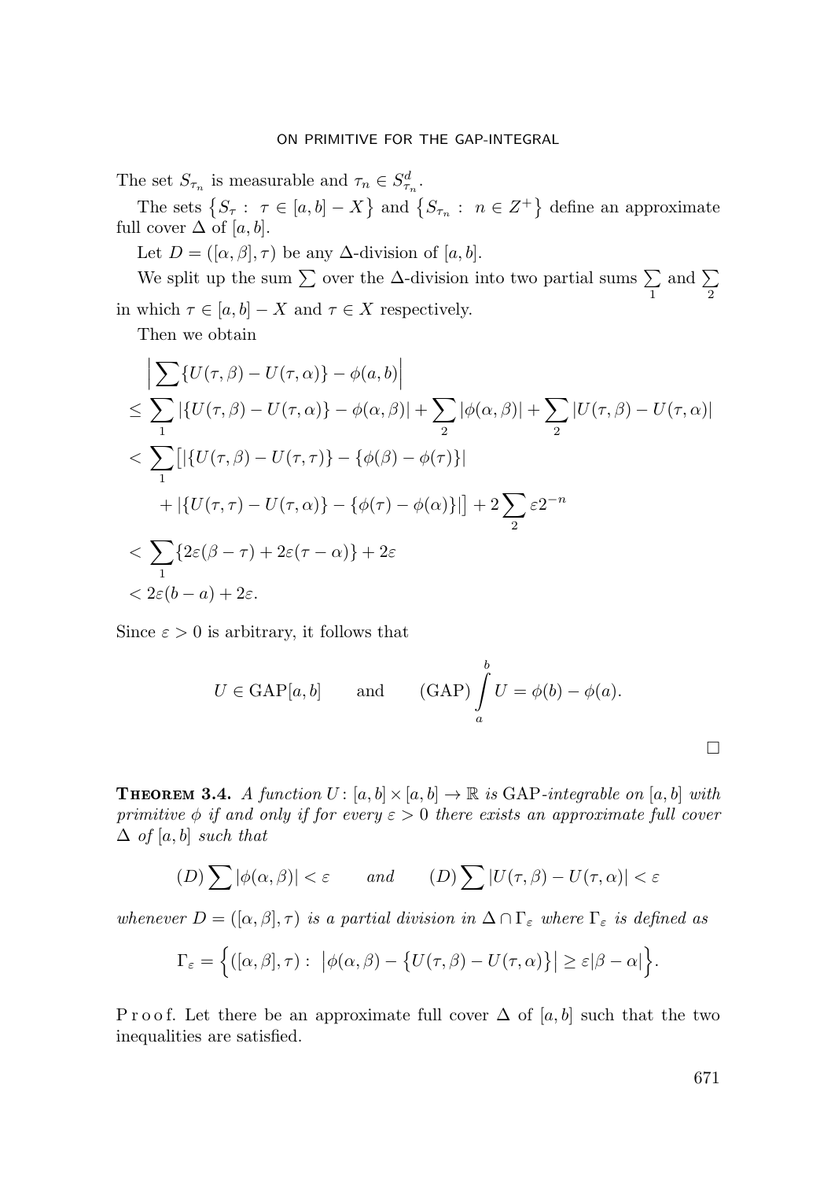The set $S_{\tau_n}$ is measurable and $\tau_n \in S^d_{\tau_n}$.

The sets $\{S_\tau : \tau \in [a,b] - X\}$ and $\{S_{\tau_n} : n \in Z^+\}$ define an approximate full cover $\Delta$ of $[a,b]$.

Let $D = ([\alpha,\beta],\tau)$ be any $\Delta$-division of $[a,b]$.

We split up the sum $\sum$ over the $\Delta$-division into two partial sums $\sum\limits_1$ and $\sum\limits_2$ in which $\tau \in [a,b] - X$ and $\tau \in X$ respectively.

Then we obtain

$$
\begin{aligned}
&\Big| \sum \{U(\tau,\beta) - U(\tau,\alpha)\} - \phi(a,b) \Big| \\
&\le \sum_1 |\{U(\tau,\beta) - U(\tau,\alpha)\} - \phi(\alpha,\beta)| + \sum_2 |\phi(\alpha,\beta)| + \sum_2 |U(\tau,\beta) - U(\tau,\alpha)| \\
&< \sum_1 \big[ |\{U(\tau,\beta) - U(\tau,\tau)\} - \{\phi(\beta) - \phi(\tau)\}| \\
&\quad + |\{U(\tau,\tau) - U(\tau,\alpha)\} - \{\phi(\tau) - \phi(\alpha)\}| \big] + 2\sum_2 \varepsilon 2^{-n} \\
&< \sum_1 \{2\varepsilon(\beta - \tau) + 2\varepsilon(\tau - \alpha)\} + 2\varepsilon \\
&< 2\varepsilon(b-a) + 2\varepsilon.
\end{aligned}
$$

Since $\varepsilon > 0$ is arbitrary, it follows that

$$
U \in \mathrm{GAP}[a,b] \qquad \text{and} \qquad (\mathrm{GAP}) \int_a^b U = \phi(b) - \phi(a).
$$

□

**Theorem 3.4.** *A function $U\colon [a,b] \times [a,b] \to \mathbb{R}$ is* GAP*-integrable on $[a,b]$ with primitive $\phi$ if and only if for every $\varepsilon > 0$ there exists an approximate full cover $\Delta$ of $[a,b]$ such that*

$$
(D) \sum |\phi(\alpha,\beta)| < \varepsilon \qquad \text{and} \qquad (D) \sum |U(\tau,\beta) - U(\tau,\alpha)| < \varepsilon
$$

*whenever $D = ([\alpha,\beta],\tau)$ is a partial division in $\Delta \cap \Gamma_\varepsilon$ where $\Gamma_\varepsilon$ is defined as*

$$
\Gamma_\varepsilon = \Big\{ ([\alpha,\beta],\tau) : \ \big|\phi(\alpha,\beta) - \big\{U(\tau,\beta) - U(\tau,\alpha)\big\}\big| \ge \varepsilon|\beta - \alpha| \Big\}.
$$

Proof. Let there be an approximate full cover $\Delta$ of $[a,b]$ such that the two inequalities are satisfied.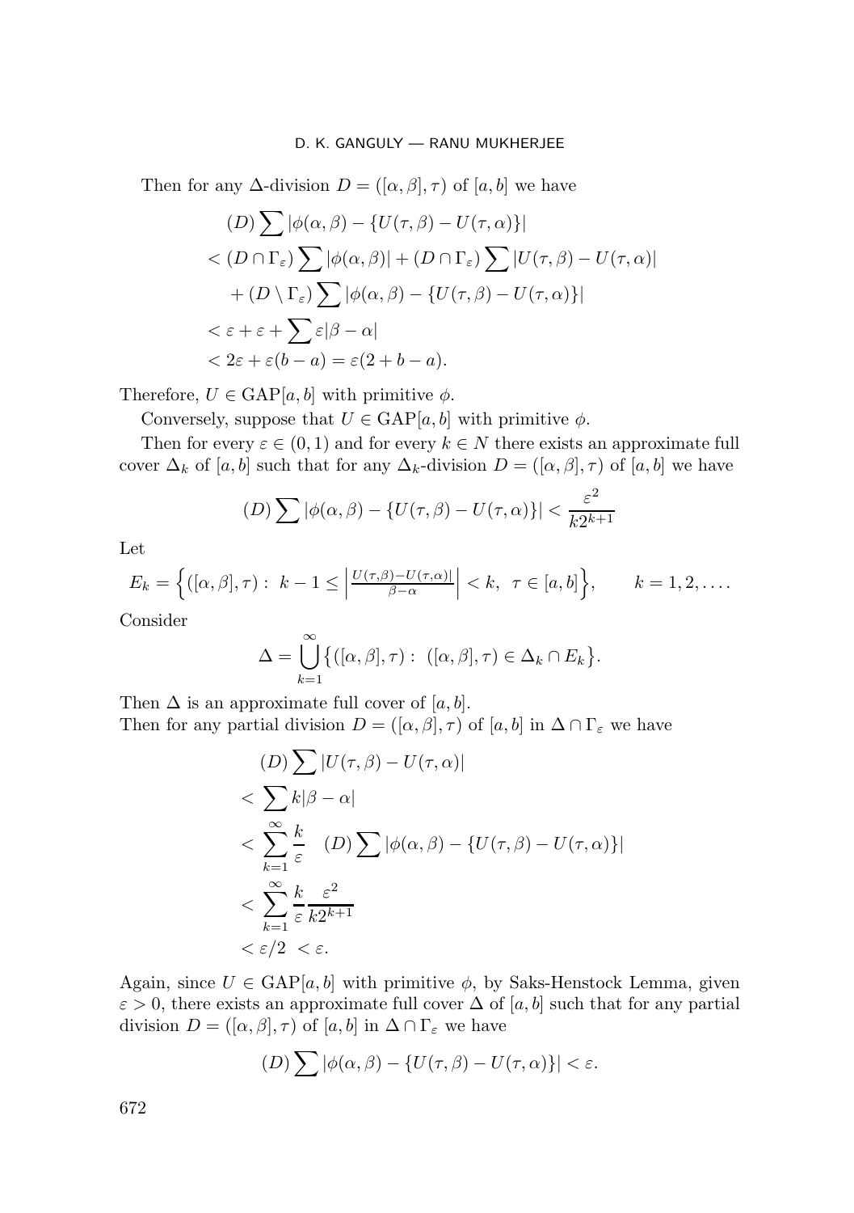Then for any $\Delta$-division $D = ([\alpha, \beta], \tau)$ of $[a, b]$ we have

$$
\begin{aligned}
&(D) \sum |\phi(\alpha, \beta) - \{U(\tau, \beta) - U(\tau, \alpha)\}| \\
&< (D \cap \Gamma_\varepsilon) \sum |\phi(\alpha, \beta)| + (D \cap \Gamma_\varepsilon) \sum |U(\tau, \beta) - U(\tau, \alpha)| \\
&\quad + (D \setminus \Gamma_\varepsilon) \sum |\phi(\alpha, \beta) - \{U(\tau, \beta) - U(\tau, \alpha)\}| \\
&< \varepsilon + \varepsilon + \sum \varepsilon |\beta - \alpha| \\
&< 2\varepsilon + \varepsilon(b - a) = \varepsilon(2 + b - a).
\end{aligned}
$$

Therefore, $U \in \mathrm{GAP}[a, b]$ with primitive $\phi$.

Conversely, suppose that $U \in \mathrm{GAP}[a, b]$ with primitive $\phi$.

Then for every $\varepsilon \in (0, 1)$ and for every $k \in N$ there exists an approximate full cover $\Delta_k$ of $[a, b]$ such that for any $\Delta_k$-division $D = ([\alpha, \beta], \tau)$ of $[a, b]$ we have

$$
(D) \sum |\phi(\alpha, \beta) - \{U(\tau, \beta) - U(\tau, \alpha)\}| < \frac{\varepsilon^2}{k 2^{k+1}}
$$

Let

$$
E_k = \Big\{ ([\alpha, \beta], \tau) : \ k - 1 \leq \Big| \tfrac{U(\tau, \beta) - U(\tau, \alpha)|}{\beta - \alpha} \Big| < k, \ \ \tau \in [a, b] \Big\}, \qquad k = 1, 2, \ldots .
$$

Consider

$$
\Delta = \bigcup_{k=1}^{\infty} \big\{ ([\alpha, \beta], \tau) : \ ([\alpha, \beta], \tau) \in \Delta_k \cap E_k \big\}.
$$

Then $\Delta$ is an approximate full cover of $[a, b]$.
Then for any partial division $D = ([\alpha, \beta], \tau)$ of $[a, b]$ in $\Delta \cap \Gamma_\varepsilon$ we have

$$
\begin{aligned}
&(D) \sum |U(\tau, \beta) - U(\tau, \alpha)| \\
&< \sum k |\beta - \alpha| \\
&< \sum_{k=1}^{\infty} \frac{k}{\varepsilon} \quad (D) \sum |\phi(\alpha, \beta) - \{U(\tau, \beta) - U(\tau, \alpha)\}| \\
&< \sum_{k=1}^{\infty} \frac{k}{\varepsilon} \frac{\varepsilon^2}{k 2^{k+1}} \\
&< \varepsilon / 2 \ < \varepsilon.
\end{aligned}
$$

Again, since $U \in \mathrm{GAP}[a, b]$ with primitive $\phi$, by Saks-Henstock Lemma, given $\varepsilon > 0$, there exists an approximate full cover $\Delta$ of $[a, b]$ such that for any partial division $D = ([\alpha, \beta], \tau)$ of $[a, b]$ in $\Delta \cap \Gamma_\varepsilon$ we have

$$
(D) \sum |\phi(\alpha, \beta) - \{U(\tau, \beta) - U(\tau, \alpha)\}| < \varepsilon.
$$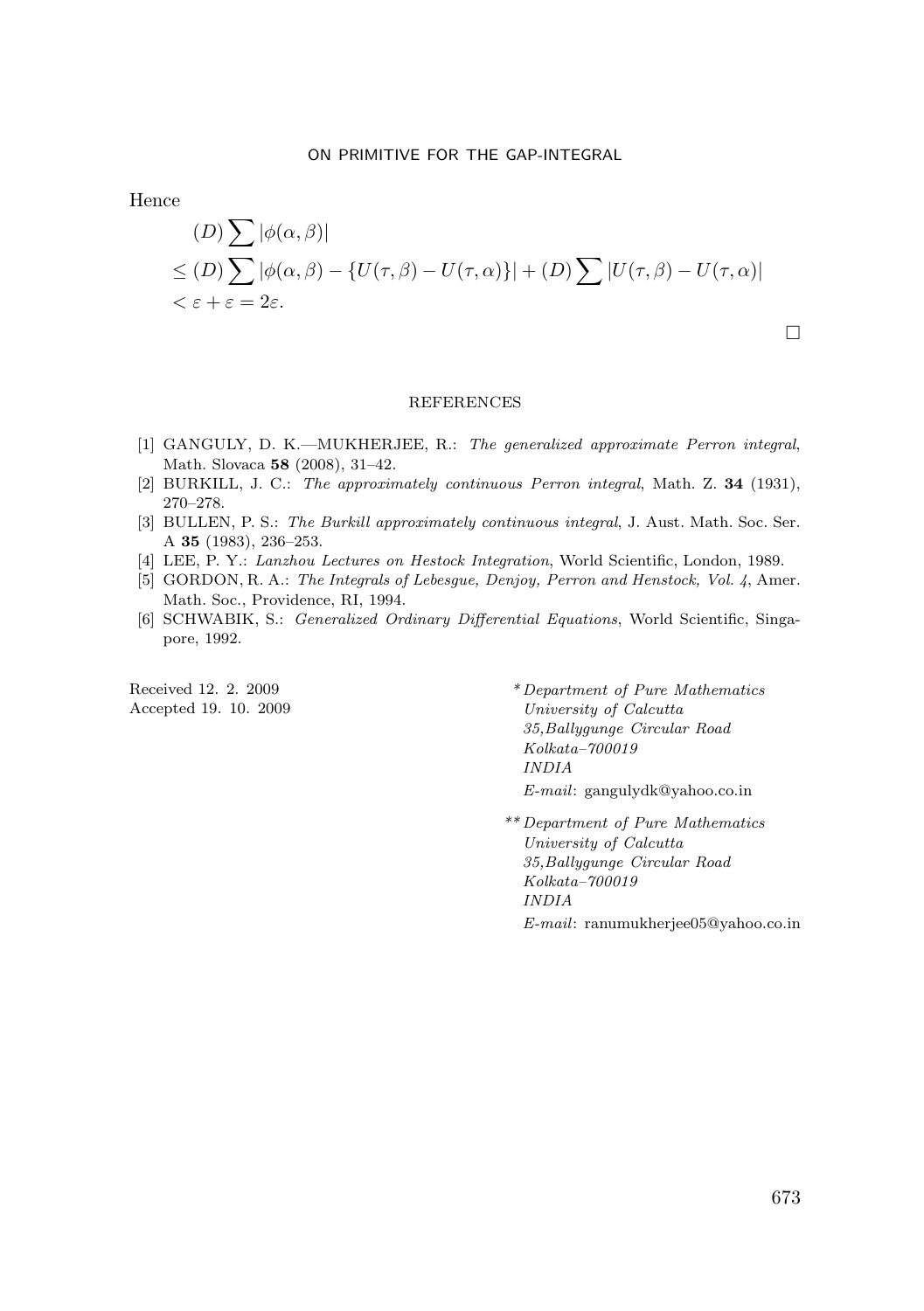Hence

$$
\begin{aligned}
&(D)\sum |\phi(\alpha,\beta)| \\
&\leq (D)\sum |\phi(\alpha,\beta) - \{U(\tau,\beta) - U(\tau,\alpha)\}| + (D)\sum |U(\tau,\beta) - U(\tau,\alpha)| \\
&< \varepsilon + \varepsilon = 2\varepsilon.
\end{aligned}
$$

□

## REFERENCES

[1] GANGULY, D. K.—MUKHERJEE, R.: *The generalized approximate Perron integral*, Math. Slovaca **58** (2008), 31–42.

[2] BURKILL, J. C.: *The approximately continuous Perron integral*, Math. Z. **34** (1931), 270–278.

[3] BULLEN, P. S.: *The Burkill approximately continuous integral*, J. Aust. Math. Soc. Ser. A **35** (1983), 236–253.

[4] LEE, P. Y.: *Lanzhou Lectures on Hestock Integration*, World Scientific, London, 1989.

[5] GORDON, R. A.: *The Integrals of Lebesgue, Denjoy, Perron and Henstock, Vol. 4*, Amer. Math. Soc., Providence, RI, 1994.

[6] SCHWABIK, S.: *Generalized Ordinary Differential Equations*, World Scientific, Singapore, 1992.

Received 12. 2. 2009
Accepted 19. 10. 2009

\* *Department of Pure Mathematics*
*University of Calcutta*
*35,Ballygunge Circular Road*
*Kolkata–700019*
*INDIA*
*E-mail*: gangulydk@yahoo.co.in

\*\* *Department of Pure Mathematics*
*University of Calcutta*
*35,Ballygunge Circular Road*
*Kolkata–700019*
*INDIA*
*E-mail*: ranumukherjee05@yahoo.co.in